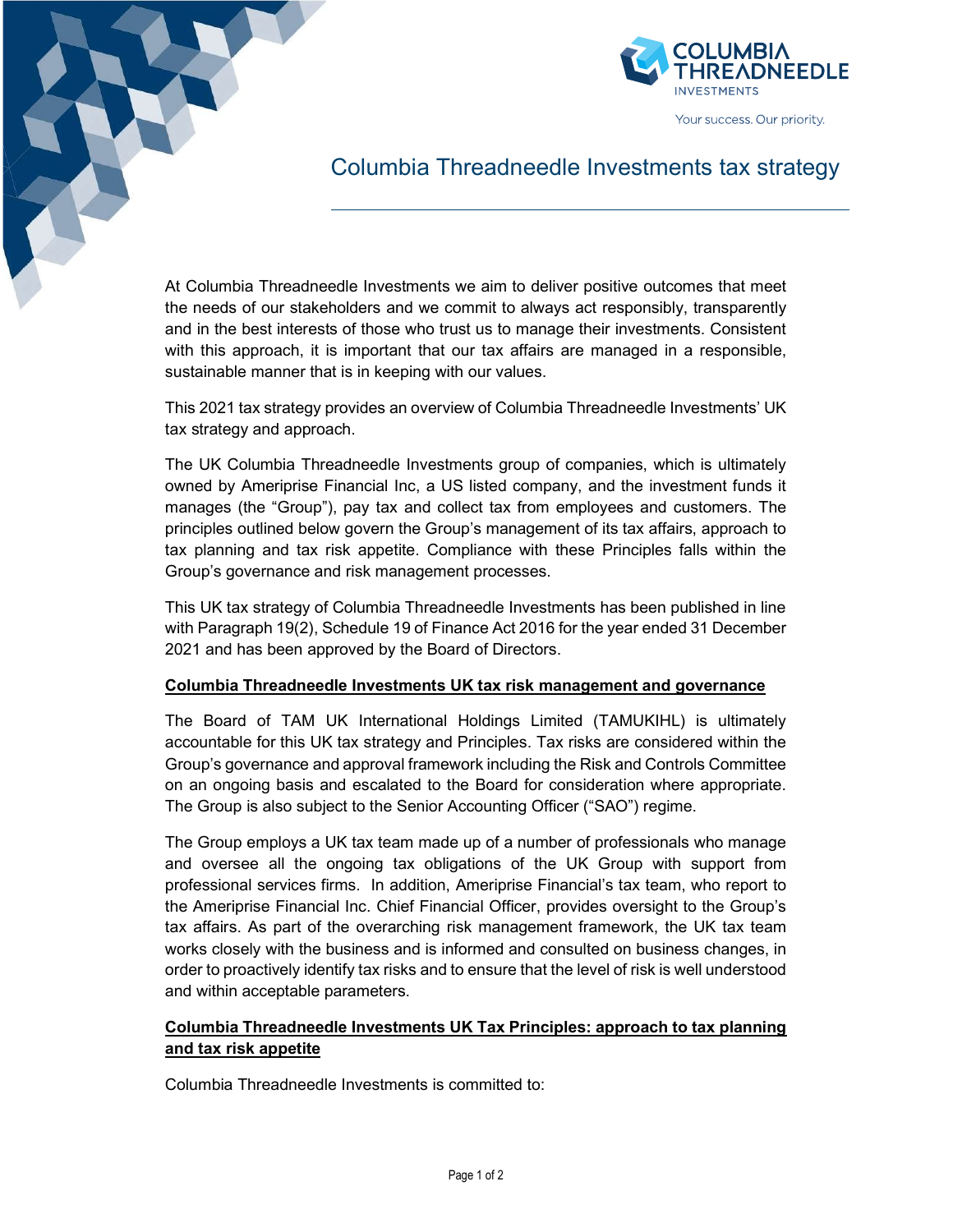# Columbia Threadneedle Investments tax strategy

At Columbia Threadneedle Investments we aim to deliver positive outcomes that meet the needs of our stakeholders and we commit to always act responsibly, transparently and in the best interests of those who trust us to manage their investments. Consistent with this approach, it is important that our tax affairs are managed in a responsible, sustainable manner that is in keeping with our values.

This 2021 tax strategy provides an overview of Columbia Threadneedle Investments' UK tax strategy and approach.

The UK Columbia Threadneedle Investments group of companies, which is ultimately owned by Ameriprise Financial Inc, a US listed company, and the investment funds it manages (the "Group"), pay tax and collect tax from employees and customers. The principles outlined below govern the Group's management of its tax affairs, approach to tax planning and tax risk appetite. Compliance with these Principles falls within the Group's governance and risk management processes.

This UK tax strategy of Columbia Threadneedle Investments has been published in line with Paragraph 19(2), Schedule 19 of Finance Act 2016 for the year ended 31 December 2021 and has been approved by the Board of Directors.

## Columbia Threadneedle Investments UK tax risk management and governance

The Board of TAM UK International Holdings Limited (TAMUKIHL) is ultimately accountable for this UK tax strategy and Principles. Tax risks are considered within the Group's governance and approval framework including the Risk and Controls Committee on an ongoing basis and escalated to the Board for consideration where appropriate. The Group is also subject to the Senior Accounting Officer ("SAO") regime.

The Group employs a UK tax team made up of a number of professionals who manage and oversee all the ongoing tax obligations of the UK Group with support from professional services firms. In addition, Ameriprise Financial's tax team, who report to the Ameriprise Financial Inc. Chief Financial Officer, provides oversight to the Group's tax affairs. As part of the overarching risk management framework, the UK tax team works closely with the business and is informed and consulted on business changes, in order to proactively identify tax risks and to ensure that the level of risk is well understood and within acceptable parameters.

## Columbia Threadneedle Investments UK Tax Principles: approach to tax planning and tax risk appetite

Columbia Threadneedle Investments is committed to: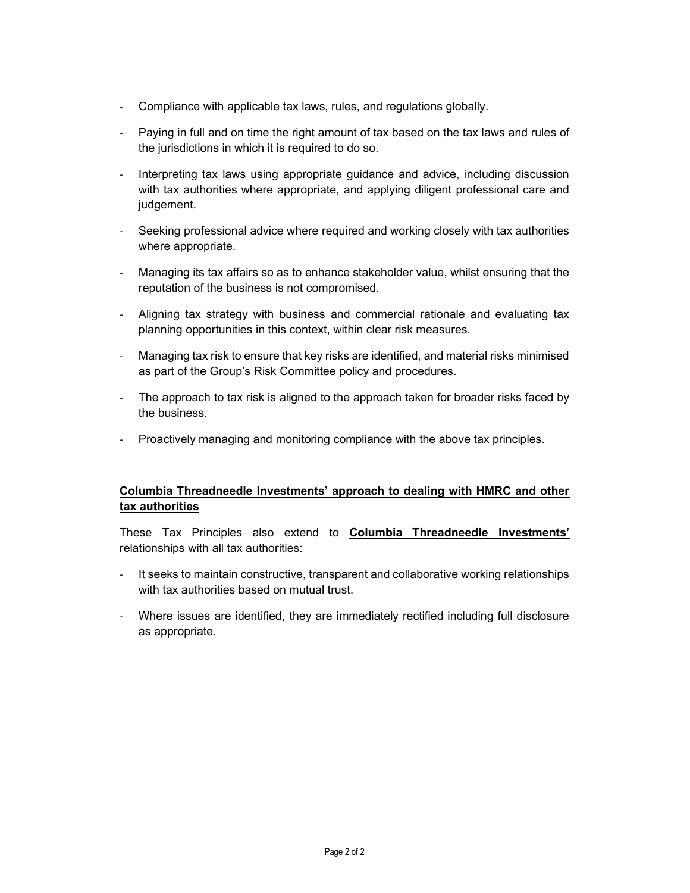- Compliance with applicable tax laws, rules, and regulations globally.
- Paying in full and on time the right amount of tax based on the tax laws and rules of the jurisdictions in which it is required to do so.
- Interpreting tax laws using appropriate guidance and advice, including discussion with tax authorities where appropriate, and applying diligent professional care and judgement.
- Seeking professional advice where required and working closely with tax authorities where appropriate.
- Managing its tax affairs so as to enhance stakeholder value, whilst ensuring that the reputation of the business is not compromised.
- Aligning tax strategy with business and commercial rationale and evaluating tax planning opportunities in this context, within clear risk measures.
- Managing tax risk to ensure that key risks are identified, and material risks minimised as part of the Group's Risk Committee policy and procedures.
- The approach to tax risk is aligned to the approach taken for broader risks faced by the business.
- Proactively managing and monitoring compliance with the above tax principles.

**Columbia Threadneedle Investments' approach to dealing with HMRC and other tax authorities**

These Tax Principles also extend to **Columbia Threadneedle Investments'** relationships with all tax authorities:

- It seeks to maintain constructive, transparent and collaborative working relationships with tax authorities based on mutual trust.
- Where issues are identified, they are immediately rectified including full disclosure as appropriate.